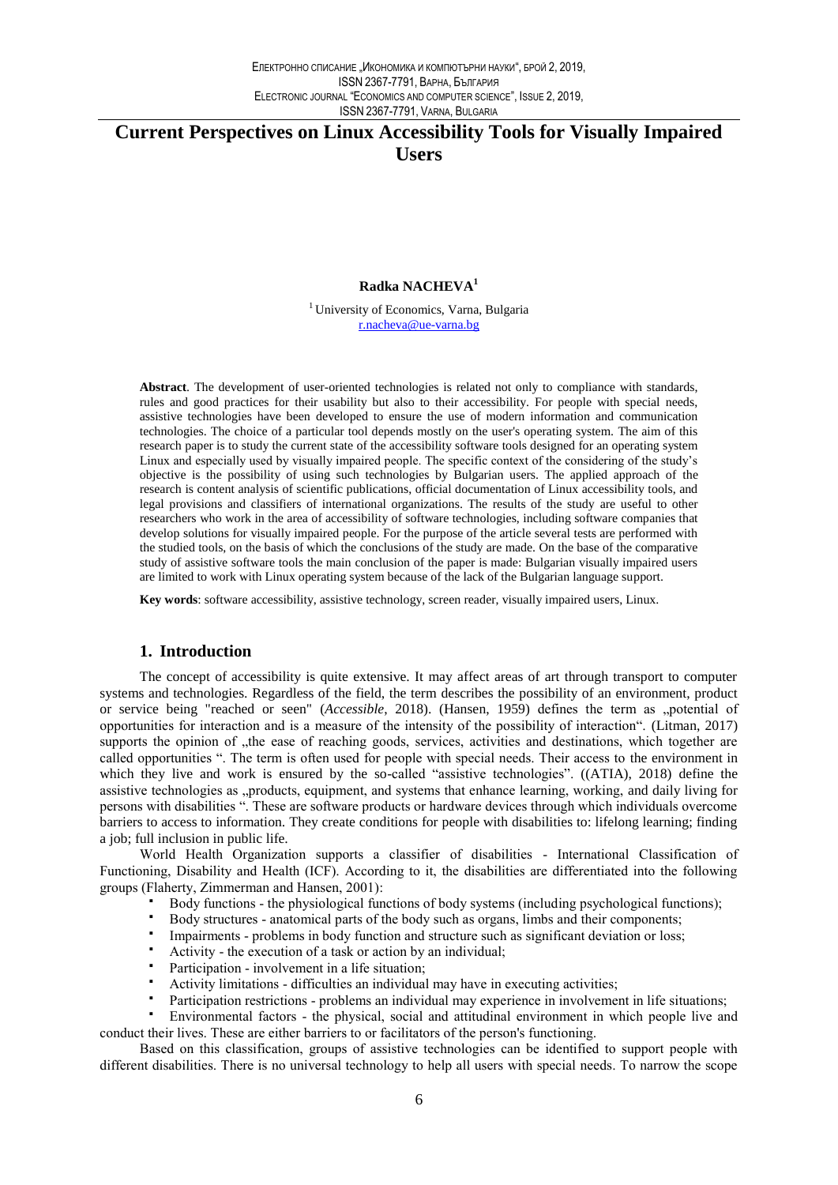# Current Perspectives on Linux Accessibility Tools for Visually Impaired Users

**Radka NACHEVA**[1]

[1] University of Economics, Varna, Bulgaria
r.nacheva@ue-varna.bg

**Abstract**. The development of user-oriented technologies is related not only to compliance with standards, rules and good practices for their usability but also to their accessibility. For people with special needs, assistive technologies have been developed to ensure the use of modern information and communication technologies. The choice of a particular tool depends mostly on the user's operating system. The aim of this research paper is to study the current state of the accessibility software tools designed for an operating system Linux and especially used by visually impaired people. The specific context of the considering of the study's objective is the possibility of using such technologies by Bulgarian users. The applied approach of the research is content analysis of scientific publications, official documentation of Linux accessibility tools, and legal provisions and classifiers of international organizations. The results of the study are useful to other researchers who work in the area of accessibility of software technologies, including software companies that develop solutions for visually impaired people. For the purpose of the article several tests are performed with the studied tools, on the basis of which the conclusions of the study are made. On the base of the comparative study of assistive software tools the main conclusion of the paper is made: Bulgarian visually impaired users are limited to work with Linux operating system because of the lack of the Bulgarian language support.

**Key words**: software accessibility, assistive technology, screen reader, visually impaired users, Linux.

## 1. Introduction

The concept of accessibility is quite extensive. It may affect areas of art through transport to computer systems and technologies. Regardless of the field, the term describes the possibility of an environment, product or service being "reached or seen" (*Accessible*, 2018). (Hansen, 1959) defines the term as „potential of opportunities for interaction and is a measure of the intensity of the possibility of interaction". (Litman, 2017) supports the opinion of „the ease of reaching goods, services, activities and destinations, which together are called opportunities ". The term is often used for people with special needs. Their access to the environment in which they live and work is ensured by the so-called "assistive technologies". ((ATIA), 2018) define the assistive technologies as „products, equipment, and systems that enhance learning, working, and daily living for persons with disabilities ". These are software products or hardware devices through which individuals overcome barriers to access to information. They create conditions for people with disabilities to: lifelong learning; finding a job; full inclusion in public life.

World Health Organization supports a classifier of disabilities - International Classification of Functioning, Disability and Health (ICF). According to it, the disabilities are differentiated into the following groups (Flaherty, Zimmerman and Hansen, 2001):

- Body functions - the physiological functions of body systems (including psychological functions);
- Body structures - anatomical parts of the body such as organs, limbs and their components;
- Impairments - problems in body function and structure such as significant deviation or loss;
- Activity - the execution of a task or action by an individual;
- Participation - involvement in a life situation;
- Activity limitations - difficulties an individual may have in executing activities;
- Participation restrictions - problems an individual may experience in involvement in life situations;
- Environmental factors - the physical, social and attitudinal environment in which people live and conduct their lives. These are either barriers to or facilitators of the person's functioning.

Based on this classification, groups of assistive technologies can be identified to support people with different disabilities. There is no universal technology to help all users with special needs. To narrow the scope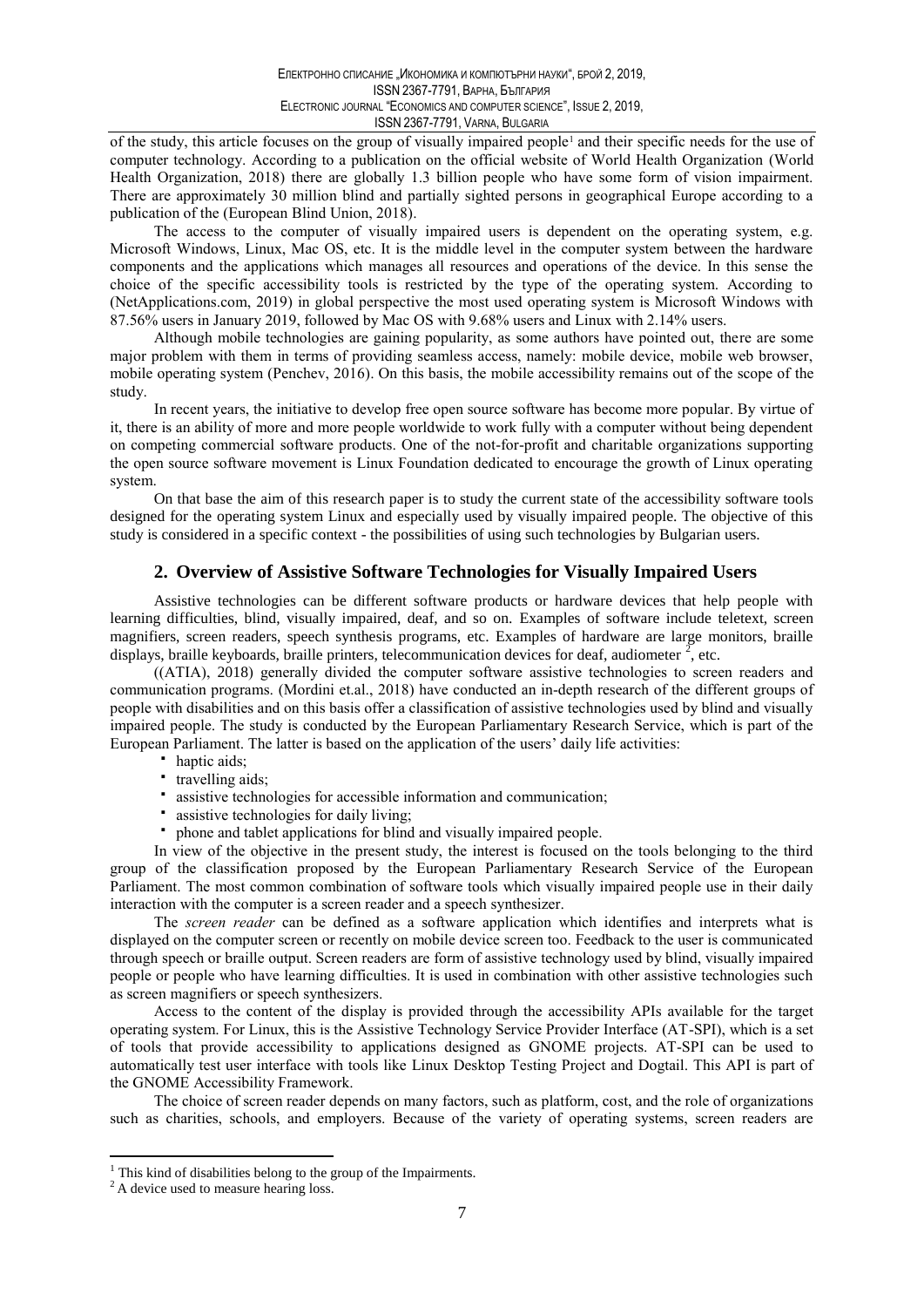of the study, this article focuses on the group of visually impaired people[1] and their specific needs for the use of computer technology. According to a publication on the official website of World Health Organization (World Health Organization, 2018) there are globally 1.3 billion people who have some form of vision impairment. There are approximately 30 million blind and partially sighted persons in geographical Europe according to a publication of the (European Blind Union, 2018).

The access to the computer of visually impaired users is dependent on the operating system, e.g. Microsoft Windows, Linux, Mac OS, etc. It is the middle level in the computer system between the hardware components and the applications which manages all resources and operations of the device. In this sense the choice of the specific accessibility tools is restricted by the type of the operating system. According to (NetApplications.com, 2019) in global perspective the most used operating system is Microsoft Windows with 87.56% users in January 2019, followed by Mac OS with 9.68% users and Linux with 2.14% users.

Although mobile technologies are gaining popularity, as some authors have pointed out, there are some major problem with them in terms of providing seamless access, namely: mobile device, mobile web browser, mobile operating system (Penchev, 2016). On this basis, the mobile accessibility remains out of the scope of the study.

In recent years, the initiative to develop free open source software has become more popular. By virtue of it, there is an ability of more and more people worldwide to work fully with a computer without being dependent on competing commercial software products. One of the not-for-profit and charitable organizations supporting the open source software movement is Linux Foundation dedicated to encourage the growth of Linux operating system.

On that base the aim of this research paper is to study the current state of the accessibility software tools designed for the operating system Linux and especially used by visually impaired people. The objective of this study is considered in a specific context - the possibilities of using such technologies by Bulgarian users.

## 2. Overview of Assistive Software Technologies for Visually Impaired Users

Assistive technologies can be different software products or hardware devices that help people with learning difficulties, blind, visually impaired, deaf, and so on. Examples of software include teletext, screen magnifiers, screen readers, speech synthesis programs, etc. Examples of hardware are large monitors, braille displays, braille keyboards, braille printers, telecommunication devices for deaf, audiometer [2], etc.

((ATIA), 2018) generally divided the computer software assistive technologies to screen readers and communication programs. (Mordini et.al., 2018) have conducted an in-depth research of the different groups of people with disabilities and on this basis offer a classification of assistive technologies used by blind and visually impaired people. The study is conducted by the European Parliamentary Research Service, which is part of the European Parliament. The latter is based on the application of the users' daily life activities:

- haptic aids;
- travelling aids;
- assistive technologies for accessible information and communication;
- assistive technologies for daily living;
- phone and tablet applications for blind and visually impaired people.

In view of the objective in the present study, the interest is focused on the tools belonging to the third group of the classification proposed by the European Parliamentary Research Service of the European Parliament. The most common combination of software tools which visually impaired people use in their daily interaction with the computer is a screen reader and a speech synthesizer.

The *screen reader* can be defined as a software application which identifies and interprets what is displayed on the computer screen or recently on mobile device screen too. Feedback to the user is communicated through speech or braille output. Screen readers are form of assistive technology used by blind, visually impaired people or people who have learning difficulties. It is used in combination with other assistive technologies such as screen magnifiers or speech synthesizers.

Access to the content of the display is provided through the accessibility APIs available for the target operating system. For Linux, this is the Assistive Technology Service Provider Interface (AT-SPI), which is a set of tools that provide accessibility to applications designed as GNOME projects. AT-SPI can be used to automatically test user interface with tools like Linux Desktop Testing Project and Dogtail. This API is part of the GNOME Accessibility Framework.

The choice of screen reader depends on many factors, such as platform, cost, and the role of organizations such as charities, schools, and employers. Because of the variety of operating systems, screen readers are

[1] This kind of disabilities belong to the group of the Impairments.

[2] A device used to measure hearing loss.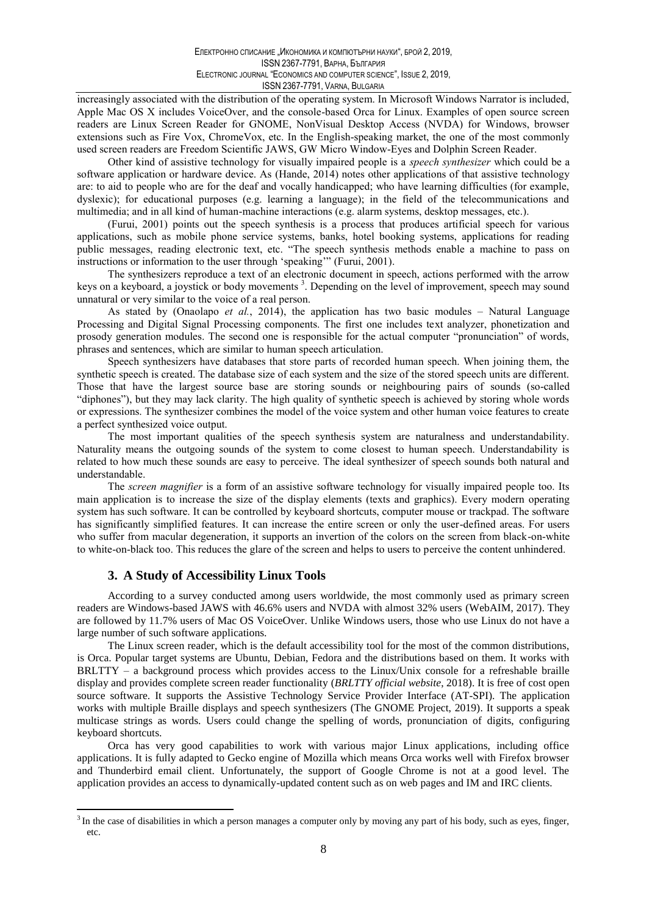increasingly associated with the distribution of the operating system. In Microsoft Windows Narrator is included, Apple Mac OS X includes VoiceOver, and the console-based Orca for Linux. Examples of open source screen readers are Linux Screen Reader for GNOME, NonVisual Desktop Access (NVDA) for Windows, browser extensions such as Fire Vox, ChromeVox, etc. In the English-speaking market, the one of the most commonly used screen readers are Freedom Scientific JAWS, GW Micro Window-Eyes and Dolphin Screen Reader.

Other kind of assistive technology for visually impaired people is a *speech synthesizer* which could be a software application or hardware device. As (Hande, 2014) notes other applications of that assistive technology are: to aid to people who are for the deaf and vocally handicapped; who have learning difficulties (for example, dyslexic); for educational purposes (e.g. learning a language); in the field of the telecommunications and multimedia; and in all kind of human-machine interactions (e.g. alarm systems, desktop messages, etc.).

(Furui, 2001) points out the speech synthesis is a process that produces artificial speech for various applications, such as mobile phone service systems, banks, hotel booking systems, applications for reading public messages, reading electronic text, etc. "The speech synthesis methods enable a machine to pass on instructions or information to the user through 'speaking'" (Furui, 2001).

The synthesizers reproduce a text of an electronic document in speech, actions performed with the arrow keys on a keyboard, a joystick or body movements [3]. Depending on the level of improvement, speech may sound unnatural or very similar to the voice of a real person.

As stated by (Onaolapo *et al.*, 2014), the application has two basic modules – Natural Language Processing and Digital Signal Processing components. The first one includes text analyzer, phonetization and prosody generation modules. The second one is responsible for the actual computer "pronunciation" of words, phrases and sentences, which are similar to human speech articulation.

Speech synthesizers have databases that store parts of recorded human speech. When joining them, the synthetic speech is created. The database size of each system and the size of the stored speech units are different. Those that have the largest source base are storing sounds or neighbouring pairs of sounds (so-called "diphones"), but they may lack clarity. The high quality of synthetic speech is achieved by storing whole words or expressions. The synthesizer combines the model of the voice system and other human voice features to create a perfect synthesized voice output.

The most important qualities of the speech synthesis system are naturalness and understandability. Naturality means the outgoing sounds of the system to come closest to human speech. Understandability is related to how much these sounds are easy to perceive. The ideal synthesizer of speech sounds both natural and understandable.

The *screen magnifier* is a form of an assistive software technology for visually impaired people too. Its main application is to increase the size of the display elements (texts and graphics). Every modern operating system has such software. It can be controlled by keyboard shortcuts, computer mouse or trackpad. The software has significantly simplified features. It can increase the entire screen or only the user-defined areas. For users who suffer from macular degeneration, it supports an invertion of the colors on the screen from black-on-white to white-on-black too. This reduces the glare of the screen and helps to users to perceive the content unhindered.

## 3. A Study of Accessibility Linux Tools

According to a survey conducted among users worldwide, the most commonly used as primary screen readers are Windows-based JAWS with 46.6% users and NVDA with almost 32% users (WebAIM, 2017). They are followed by 11.7% users of Mac OS VoiceOver. Unlike Windows users, those who use Linux do not have a large number of such software applications.

The Linux screen reader, which is the default accessibility tool for the most of the common distributions, is Orca. Popular target systems are Ubuntu, Debian, Fedora and the distributions based on them. It works with BRLTTY – a background process which provides access to the Linux/Unix console for a refreshable braille display and provides complete screen reader functionality (*BRLTTY official website*, 2018). It is free of cost open source software. It supports the Assistive Technology Service Provider Interface (AT-SPI). The application works with multiple Braille displays and speech synthesizers (The GNOME Project, 2019). It supports a speak multicase strings as words. Users could change the spelling of words, pronunciation of digits, configuring keyboard shortcuts.

Orca has very good capabilities to work with various major Linux applications, including office applications. It is fully adapted to Gecko engine of Mozilla which means Orca works well with Firefox browser and Thunderbird email client. Unfortunately, the support of Google Chrome is not at a good level. The application provides an access to dynamically-updated content such as on web pages and IM and IRC clients.

[3] In the case of disabilities in which a person manages a computer only by moving any part of his body, such as eyes, finger, etc.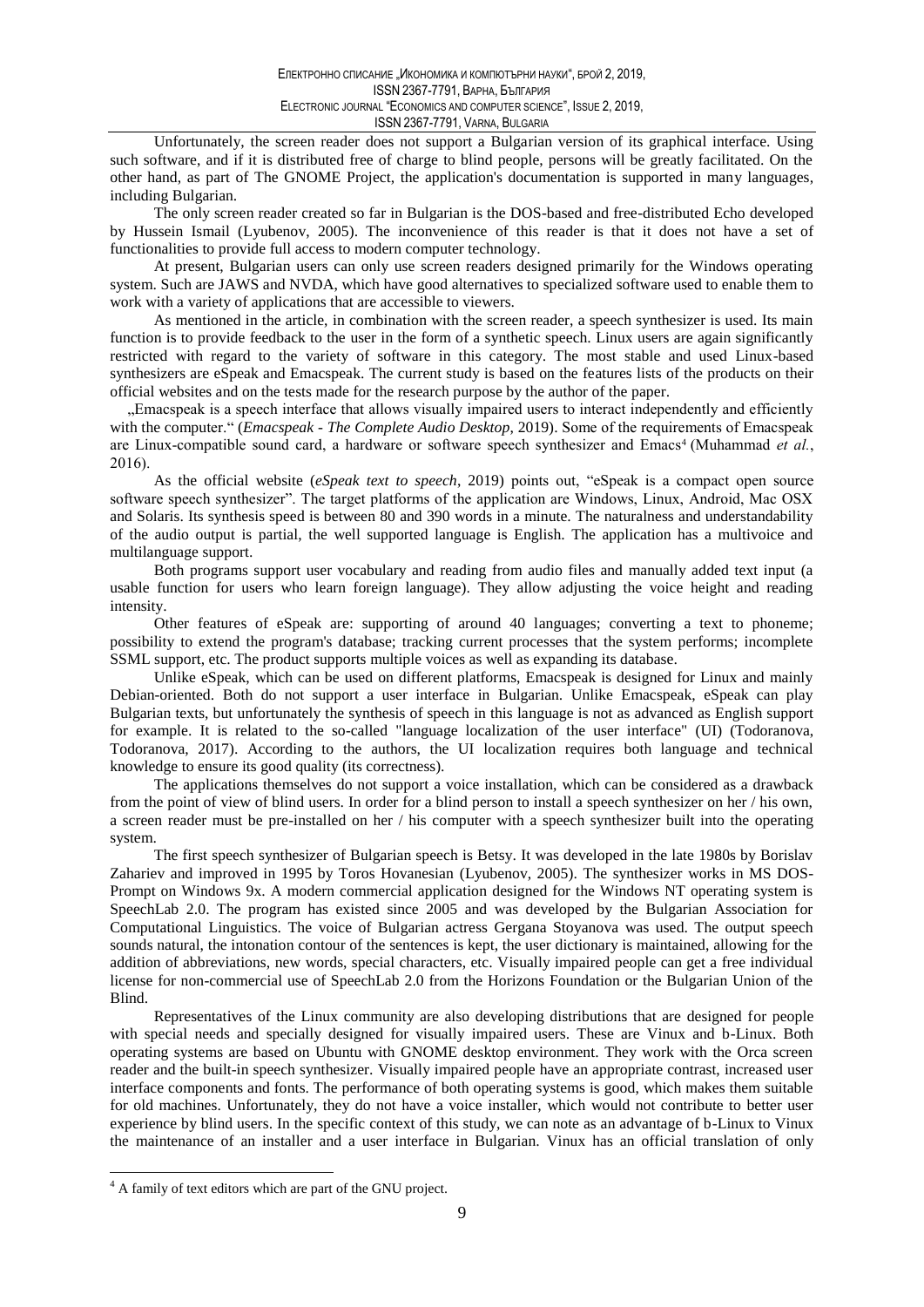Unfortunately, the screen reader does not support a Bulgarian version of its graphical interface. Using such software, and if it is distributed free of charge to blind people, persons will be greatly facilitated. On the other hand, as part of The GNOME Project, the application's documentation is supported in many languages, including Bulgarian.

The only screen reader created so far in Bulgarian is the DOS-based and free-distributed Echo developed by Hussein Ismail (Lyubenov, 2005). The inconvenience of this reader is that it does not have a set of functionalities to provide full access to modern computer technology.

At present, Bulgarian users can only use screen readers designed primarily for the Windows operating system. Such are JAWS and NVDA, which have good alternatives to specialized software used to enable them to work with a variety of applications that are accessible to viewers.

As mentioned in the article, in combination with the screen reader, a speech synthesizer is used. Its main function is to provide feedback to the user in the form of a synthetic speech. Linux users are again significantly restricted with regard to the variety of software in this category. The most stable and used Linux-based synthesizers are eSpeak and Emacspeak. The current study is based on the features lists of the products on their official websites and on the tests made for the research purpose by the author of the paper.

„Emacspeak is a speech interface that allows visually impaired users to interact independently and efficiently with the computer." (*Emacspeak - The Complete Audio Desktop*, 2019). Some of the requirements of Emacspeak are Linux-compatible sound card, a hardware or software speech synthesizer and Emacs[4] (Muhammad *et al.*, 2016).

As the official website (*eSpeak text to speech*, 2019) points out, "eSpeak is a compact open source software speech synthesizer". The target platforms of the application are Windows, Linux, Android, Mac OSX and Solaris. Its synthesis speed is between 80 and 390 words in a minute. The naturalness and understandability of the audio output is partial, the well supported language is English. The application has a multivoice and multilanguage support.

Both programs support user vocabulary and reading from audio files and manually added text input (a usable function for users who learn foreign language). They allow adjusting the voice height and reading intensity.

Other features of eSpeak are: supporting of around 40 languages; converting a text to phoneme; possibility to extend the program's database; tracking current processes that the system performs; incomplete SSML support, etc. The product supports multiple voices as well as expanding its database.

Unlike eSpeak, which can be used on different platforms, Emacspeak is designed for Linux and mainly Debian-oriented. Both do not support a user interface in Bulgarian. Unlike Emacspeak, eSpeak can play Bulgarian texts, but unfortunately the synthesis of speech in this language is not as advanced as English support for example. It is related to the so-called "language localization of the user interface" (UI) (Todoranova, Todoranova, 2017). According to the authors, the UI localization requires both language and technical knowledge to ensure its good quality (its correctness).

The applications themselves do not support a voice installation, which can be considered as a drawback from the point of view of blind users. In order for a blind person to install a speech synthesizer on her / his own, a screen reader must be pre-installed on her / his computer with a speech synthesizer built into the operating system.

The first speech synthesizer of Bulgarian speech is Betsy. It was developed in the late 1980s by Borislav Zahariev and improved in 1995 by Toros Hovanesian (Lyubenov, 2005). The synthesizer works in MS DOS-Prompt on Windows 9x. A modern commercial application designed for the Windows NT operating system is SpeechLab 2.0. The program has existed since 2005 and was developed by the Bulgarian Association for Computational Linguistics. The voice of Bulgarian actress Gergana Stoyanova was used. The output speech sounds natural, the intonation contour of the sentences is kept, the user dictionary is maintained, allowing for the addition of abbreviations, new words, special characters, etc. Visually impaired people can get a free individual license for non-commercial use of SpeechLab 2.0 from the Horizons Foundation or the Bulgarian Union of the Blind.

Representatives of the Linux community are also developing distributions that are designed for people with special needs and specially designed for visually impaired users. These are Vinux and b-Linux. Both operating systems are based on Ubuntu with GNOME desktop environment. They work with the Orca screen reader and the built-in speech synthesizer. Visually impaired people have an appropriate contrast, increased user interface components and fonts. The performance of both operating systems is good, which makes them suitable for old machines. Unfortunately, they do not have a voice installer, which would not contribute to better user experience by blind users. In the specific context of this study, we can note as an advantage of b-Linux to Vinux the maintenance of an installer and a user interface in Bulgarian. Vinux has an official translation of only

[4] A family of text editors which are part of the GNU project.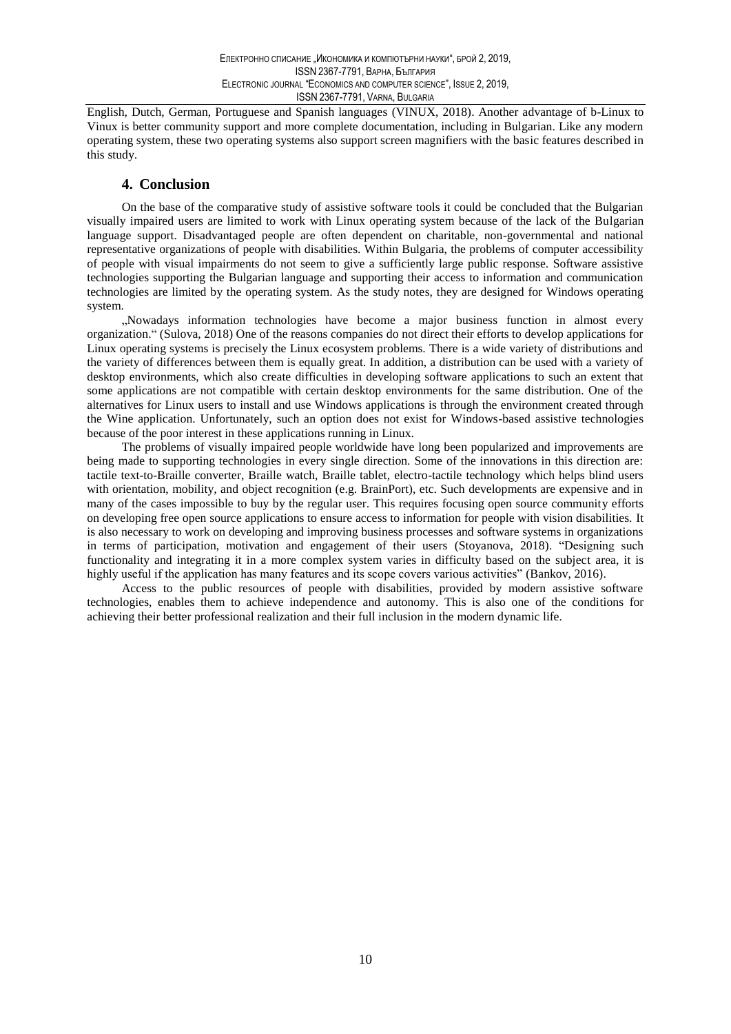English, Dutch, German, Portuguese and Spanish languages (VINUX, 2018). Another advantage of b-Linux to Vinux is better community support and more complete documentation, including in Bulgarian. Like any modern operating system, these two operating systems also support screen magnifiers with the basic features described in this study.

## 4. Conclusion

On the base of the comparative study of assistive software tools it could be concluded that the Bulgarian visually impaired users are limited to work with Linux operating system because of the lack of the Bulgarian language support. Disadvantaged people are often dependent on charitable, non-governmental and national representative organizations of people with disabilities. Within Bulgaria, the problems of computer accessibility of people with visual impairments do not seem to give a sufficiently large public response. Software assistive technologies supporting the Bulgarian language and supporting their access to information and communication technologies are limited by the operating system. As the study notes, they are designed for Windows operating system.

„Nowadays information technologies have become a major business function in almost every organization." (Sulova, 2018) One of the reasons companies do not direct their efforts to develop applications for Linux operating systems is precisely the Linux ecosystem problems. There is a wide variety of distributions and the variety of differences between them is equally great. In addition, a distribution can be used with a variety of desktop environments, which also create difficulties in developing software applications to such an extent that some applications are not compatible with certain desktop environments for the same distribution. One of the alternatives for Linux users to install and use Windows applications is through the environment created through the Wine application. Unfortunately, such an option does not exist for Windows-based assistive technologies because of the poor interest in these applications running in Linux.

The problems of visually impaired people worldwide have long been popularized and improvements are being made to supporting technologies in every single direction. Some of the innovations in this direction are: tactile text-to-Braille converter, Braille watch, Braille tablet, electro-tactile technology which helps blind users with orientation, mobility, and object recognition (e.g. BrainPort), etc. Such developments are expensive and in many of the cases impossible to buy by the regular user. This requires focusing open source community efforts on developing free open source applications to ensure access to information for people with vision disabilities. It is also necessary to work on developing and improving business processes and software systems in organizations in terms of participation, motivation and engagement of their users (Stoyanova, 2018). "Designing such functionality and integrating it in a more complex system varies in difficulty based on the subject area, it is highly useful if the application has many features and its scope covers various activities" (Bankov, 2016).

Access to the public resources of people with disabilities, provided by modern assistive software technologies, enables them to achieve independence and autonomy. This is also one of the conditions for achieving their better professional realization and their full inclusion in the modern dynamic life.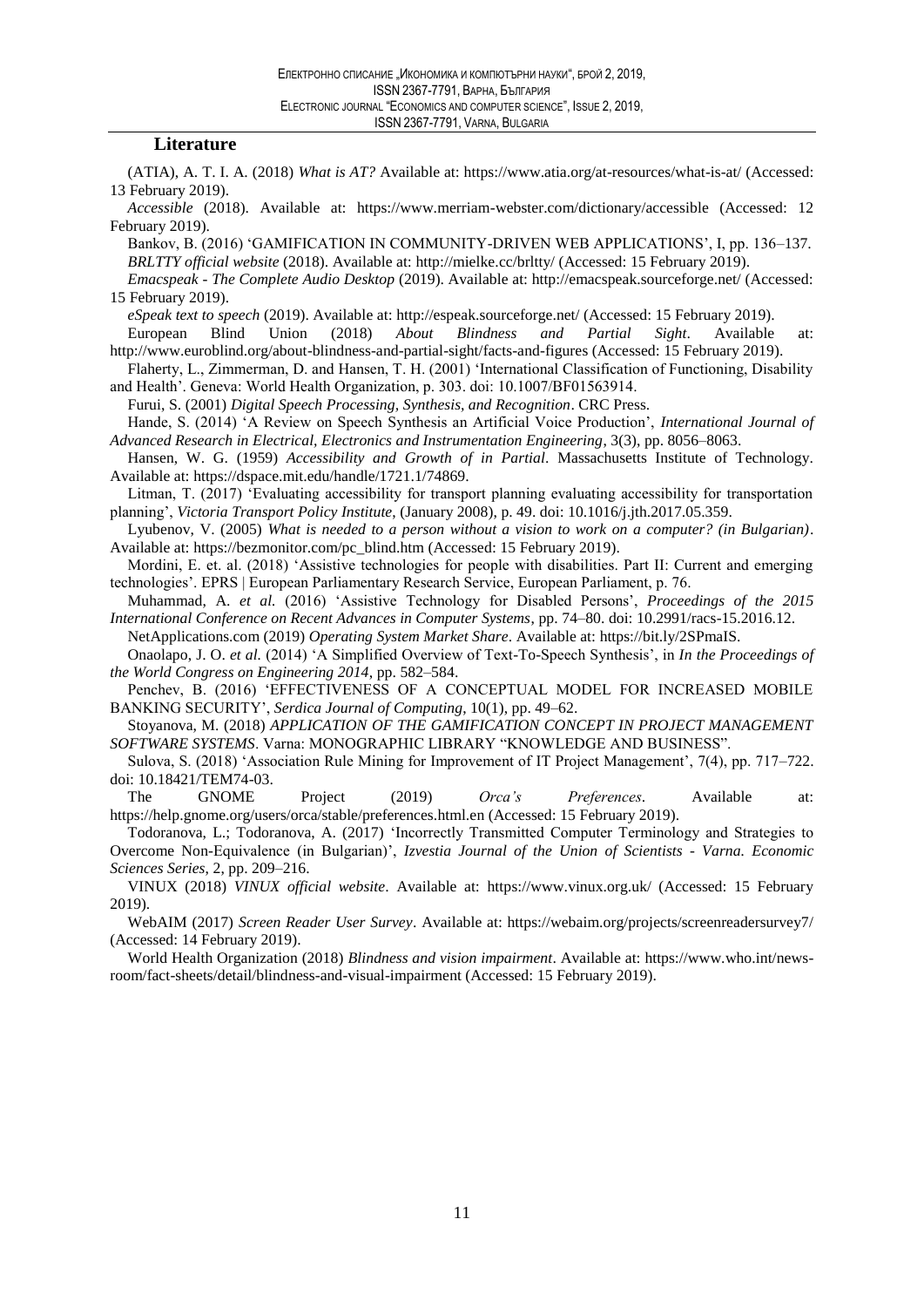## Literature

(ATIA), A. T. I. A. (2018) *What is AT?* Available at: https://www.atia.org/at-resources/what-is-at/ (Accessed: 13 February 2019).

*Accessible* (2018). Available at: https://www.merriam-webster.com/dictionary/accessible (Accessed: 12 February 2019).

Bankov, B. (2016) 'GAMIFICATION IN COMMUNITY-DRIVEN WEB APPLICATIONS', I, pp. 136–137.

*BRLTTY official website* (2018). Available at: http://mielke.cc/brltty/ (Accessed: 15 February 2019).

*Emacspeak - The Complete Audio Desktop* (2019). Available at: http://emacspeak.sourceforge.net/ (Accessed: 15 February 2019).

*eSpeak text to speech* (2019). Available at: http://espeak.sourceforge.net/ (Accessed: 15 February 2019).

European Blind Union (2018) *About Blindness and Partial Sight*. Available at: http://www.euroblind.org/about-blindness-and-partial-sight/facts-and-figures (Accessed: 15 February 2019).

Flaherty, L., Zimmerman, D. and Hansen, T. H. (2001) 'International Classification of Functioning, Disability and Health'. Geneva: World Health Organization, p. 303. doi: 10.1007/BF01563914.

Furui, S. (2001) *Digital Speech Processing, Synthesis, and Recognition*. CRC Press.

Hande, S. (2014) 'A Review on Speech Synthesis an Artificial Voice Production', *International Journal of Advanced Research in Electrical, Electronics and Instrumentation Engineering*, 3(3), pp. 8056–8063.

Hansen, W. G. (1959) *Accessibility and Growth of in Partial*. Massachusetts Institute of Technology. Available at: https://dspace.mit.edu/handle/1721.1/74869.

Litman, T. (2017) 'Evaluating accessibility for transport planning evaluating accessibility for transportation planning', *Victoria Transport Policy Institute*, (January 2008), p. 49. doi: 10.1016/j.jth.2017.05.359.

Lyubenov, V. (2005) *What is needed to a person without a vision to work on a computer? (in Bulgarian)*. Available at: https://bezmonitor.com/pc_blind.htm (Accessed: 15 February 2019).

Mordini, E. et. al. (2018) 'Assistive technologies for people with disabilities. Part II: Current and emerging technologies'. EPRS | European Parliamentary Research Service, European Parliament, p. 76.

Muhammad, A. *et al.* (2016) 'Assistive Technology for Disabled Persons', *Proceedings of the 2015 International Conference on Recent Advances in Computer Systems*, pp. 74–80. doi: 10.2991/racs-15.2016.12.

NetApplications.com (2019) *Operating System Market Share*. Available at: https://bit.ly/2SPmaIS.

Onaolapo, J. O. *et al.* (2014) 'A Simplified Overview of Text-To-Speech Synthesis', in *In the Proceedings of the World Congress on Engineering 2014*, pp. 582–584.

Penchev, B. (2016) 'EFFECTIVENESS OF A CONCEPTUAL MODEL FOR INCREASED MOBILE BANKING SECURITY', *Serdica Journal of Computing*, 10(1), pp. 49–62.

Stoyanova, M. (2018) *APPLICATION OF THE GAMIFICATION CONCEPT IN PROJECT MANAGEMENT SOFTWARE SYSTEMS*. Varna: MONOGRAPHIC LIBRARY "KNOWLEDGE AND BUSINESS".

Sulova, S. (2018) 'Association Rule Mining for Improvement of IT Project Management', 7(4), pp. 717–722. doi: 10.18421/TEM74-03.

The GNOME Project (2019) *Orca's Preferences*. Available at: https://help.gnome.org/users/orca/stable/preferences.html.en (Accessed: 15 February 2019).

Todoranova, L.; Todoranova, A. (2017) 'Incorrectly Transmitted Computer Terminology and Strategies to Overcome Non-Equivalence (in Bulgarian)', *Izvestia Journal of the Union of Scientists - Varna. Economic Sciences Series*, 2, pp. 209–216.

VINUX (2018) *VINUX official website*. Available at: https://www.vinux.org.uk/ (Accessed: 15 February 2019).

WebAIM (2017) *Screen Reader User Survey*. Available at: https://webaim.org/projects/screenreadersurvey7/ (Accessed: 14 February 2019).

World Health Organization (2018) *Blindness and vision impairment*. Available at: https://www.who.int/news-room/fact-sheets/detail/blindness-and-visual-impairment (Accessed: 15 February 2019).